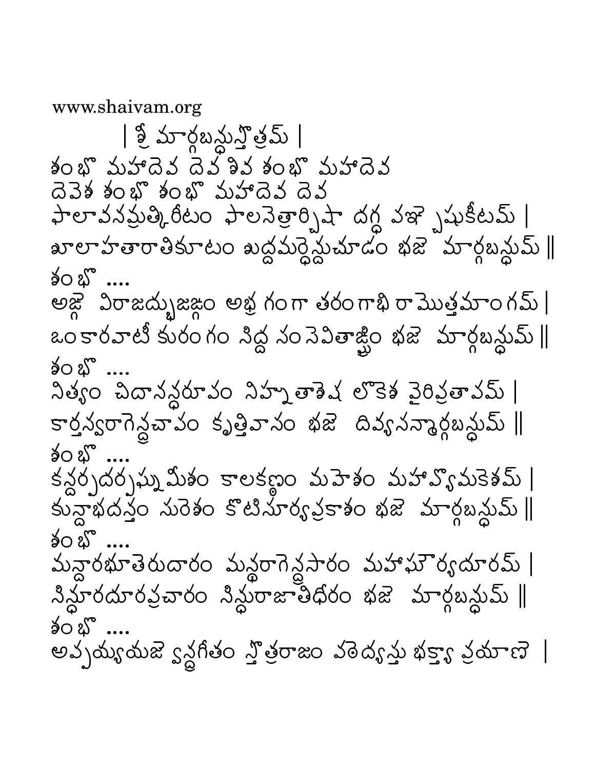www.shaivam.org

| శ్రీ మార్గబన్ధుస్తోత్రమ్ |

శంభో మహాదెవ దెవ శివ శంభో మహాదెవ
దెవెశ శంభో శంభో మహాదెవ దెవ

ఫాలావనమ్రత్కిరీటం ఫాలనెత్రార్చిషా దగ్ధ పఞ్చేషుకీటమ్ |
శూలాహతారాతికూటం శుద్ధమర్ధేన్దుచూడం భజె మార్గబన్ధుమ్ ||

శంభో ....

అఙ్గె విరాజద్భుజఙ్గం అభ్ర గంగా తరంగాభి రామొత్తమాంగమ్ |
ఒంకారవాటీ కురంగం సిద్ధ సంసెవితాఙ్ఘ్రిం భజె మార్గబన్ధుమ్ ||

శంభో ....

నిత్యం చిదానన్దరూపం నిహ్నుతాశెష లొకెశ వైరిప్రతాపమ్ |
కార్తస్వరాగెన్ద్రచాపం కృత్తివాసం భజె దివ్యసన్మార్గబన్ధుమ్ ||

శంభో ....

కన్దర్పదర్పఘ్నమీశం కాలకణ్ఠం మహెశం మహావ్యొమకెశమ్ |
కున్దాభదన్తం సురెశం కొటిసూర్యప్రకాశం భజె మార్గబన్ధుమ్ ||

శంభో ....

మన్దారభూతెరుదారం మన్ధరాగెన్ద్రసారం మహాగౌర్యదూరమ్ |
సిన్దూరదూరప్రచారం సిన్ధురాజాతిధీరం భజె మార్గబన్ధుమ్ ||

శంభో ....

అప్పయ్యయజ్వెన్ద్రగీతం స్తొత్రరాజం పఠెద్యస్తు భక్త్యా ప్రయాణె |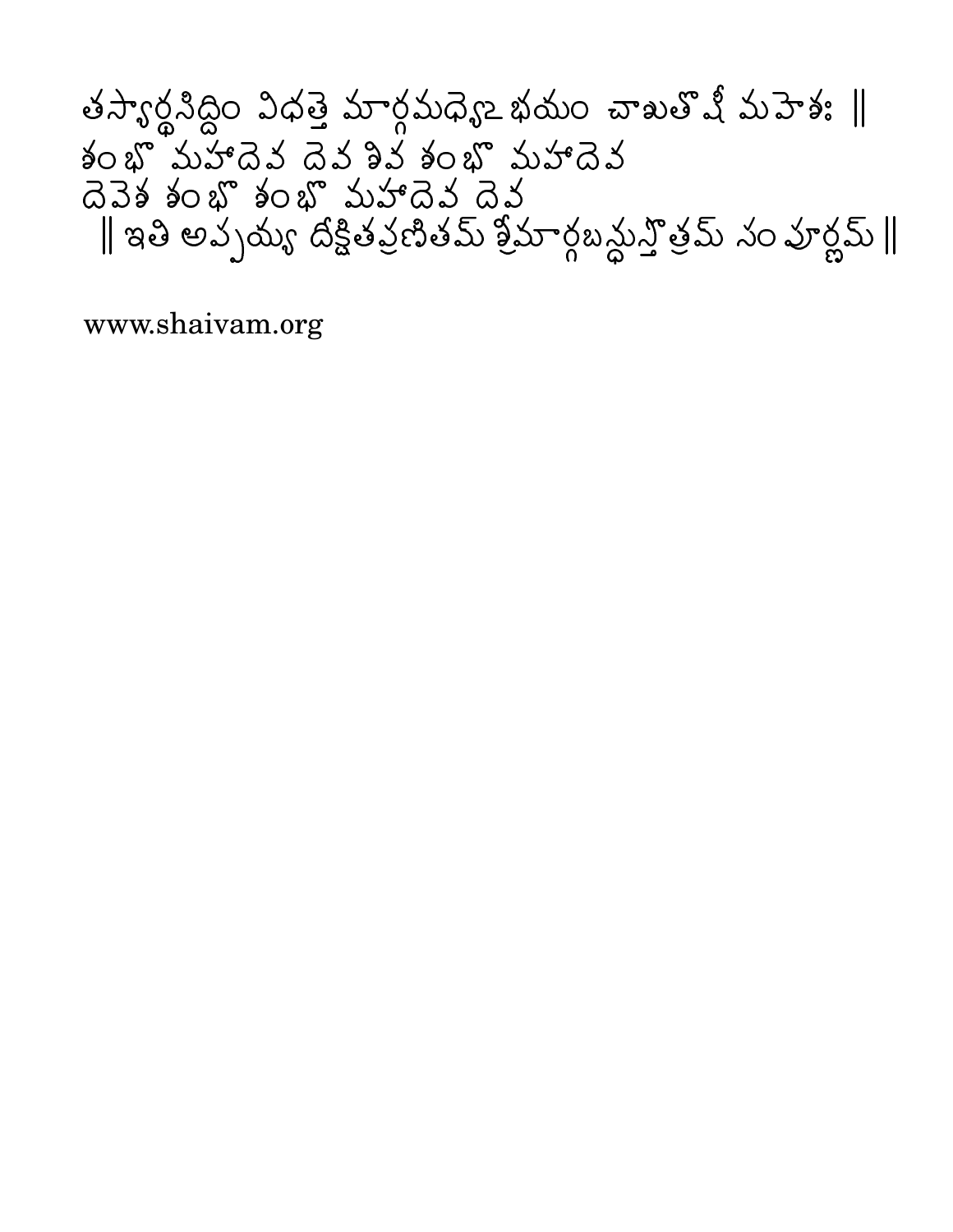తస్యార్థసిద్ధిం విధత్తే మార్గమధ్యేఽభయం చాఽశుతోషీ మహేశః ॥
శంభో మహాదేవ దేవ శివ శంభో మహాదేవ
దేవేశ శంభో శంభో మహాదేవ దేవ
॥ ఇతి అప్పయ్య దీక్షితప్రణీతమ్ శ్రీమార్గబన్ధుస్తోత్రమ్ సంపూర్ణమ్ ॥

www.shaivam.org